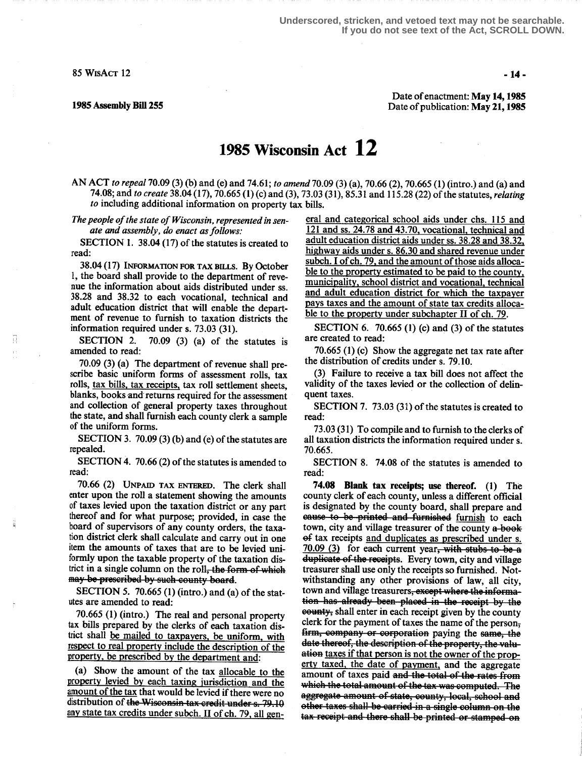Underscored, stricken, and vetoed text may not be searchable.
If you do not see text of the Act, SCROLL DOWN.

85 WisAct 12

1985 Assembly Bill 255

Date of enactment: **May 14, 1985**
Date of publication: **May 21, 1985**

# 1985 Wisconsin Act 12

AN ACT *to repeal* 70.09 (3) (b) and (e) and 74.61; *to amend* 70.09 (3) (a), 70.66 (2), 70.665 (1) (intro.) and (a) and 74.08; and *to create* 38.04 (17), 70.665 (1) (c) and (3), 73.03 (31), 85.31 and 115.28 (22) of the statutes, *relating to* including additional information on property tax bills.

*The people of the state of Wisconsin, represented in senate and assembly, do enact as follows:*

SECTION 1. 38.04 (17) of the statutes is created to read:

38.04 (17) INFORMATION FOR TAX BILLS. By October 1, the board shall provide to the department of revenue the information about aids distributed under ss. 38.28 and 38.32 to each vocational, technical and adult education district that will enable the department of revenue to furnish to taxation districts the information required under s. 73.03 (31).

SECTION 2. 70.09 (3) (a) of the statutes is amended to read:

70.09 (3) (a) The department of revenue shall prescribe basic uniform forms of assessment rolls, tax rolls, tax bills, tax receipts, tax roll settlement sheets, blanks, books and returns required for the assessment and collection of general property taxes throughout the state, and shall furnish each county clerk a sample of the uniform forms.

SECTION 3. 70.09 (3) (b) and (e) of the statutes are repealed.

SECTION 4. 70.66 (2) of the statutes is amended to read:

70.66 (2) UNPAID TAX ENTERED. The clerk shall enter upon the roll a statement showing the amounts of taxes levied upon the taxation district or any part thereof and for what purpose; provided, in case the board of supervisors of any county orders, the taxation district clerk shall calculate and carry out in one item the amounts of taxes that are to be levied uniformly upon the taxable property of the taxation district in a single column on the roll~~, the form of which may be prescribed by such county board~~.

SECTION 5. 70.665 (1) (intro.) and (a) of the statutes are amended to read:

70.665 (1) (intro.) The real and personal property tax bills prepared by the clerks of each taxation district shall be mailed to taxpayers, be uniform, with respect to real property include the description of the property, be prescribed by the department and:

(a) Show the amount of the tax allocable to the property levied by each taxing jurisdiction and the amount of the tax that would be levied if there were no distribution of ~~the Wisconsin tax credit under s. 79.10~~ any state tax credits under subch. II of ch. 79, all general and categorical school aids under chs. 115 and 121 and ss. 24.78 and 43.70, vocational, technical and adult education district aids under ss. 38.28 and 38.32, highway aids under s. 86.30 and shared revenue under subch. I of ch. 79, and the amount of those aids allocable to the property estimated to be paid to the county, municipality, school district and vocational, technical and adult education district for which the taxpayer pays taxes and the amount of state tax credits allocable to the property under subchapter II of ch. 79.

SECTION 6. 70.665 (1) (c) and (3) of the statutes are created to read:

70.665 (1) (c) Show the aggregate net tax rate after the distribution of credits under s. 79.10.

(3) Failure to receive a tax bill does not affect the validity of the taxes levied or the collection of delinquent taxes.

SECTION 7. 73.03 (31) of the statutes is created to read:

73.03 (31) To compile and to furnish to the clerks of all taxation districts the information required under s. 70.665.

SECTION 8. 74.08 of the statutes is amended to read:

**74.08 Blank tax receipts; use thereof.** (1) The county clerk of each county, unless a different official is designated by the county board, shall prepare and ~~cause to be printed and furnished~~ furnish to each town, city and village treasurer of the county ~~a book of~~ tax receipts and duplicates as prescribed under s. 70.09 (3) for each current year~~, with stubs to be a duplicate of the receipts~~. Every town, city and village treasurer shall use only the receipts so furnished. Notwithstanding any other provisions of law, all city, town and village treasurers~~, except where the information has already been placed in the receipt by the county,~~ shall enter in each receipt given by the county clerk for the payment of taxes the name of the person~~, firm, company or corporation~~ paying the ~~same, the date thereof, the description of the property, the valuation~~ taxes if that person is not the owner of the property taxed, the date of payment, and the aggregate amount of taxes paid ~~and the total of the rates from which the total amount of the tax was computed. The aggregate amount of state, county, local, school and other taxes shall be carried in a single column on the tax receipt and there shall be printed or stamped on~~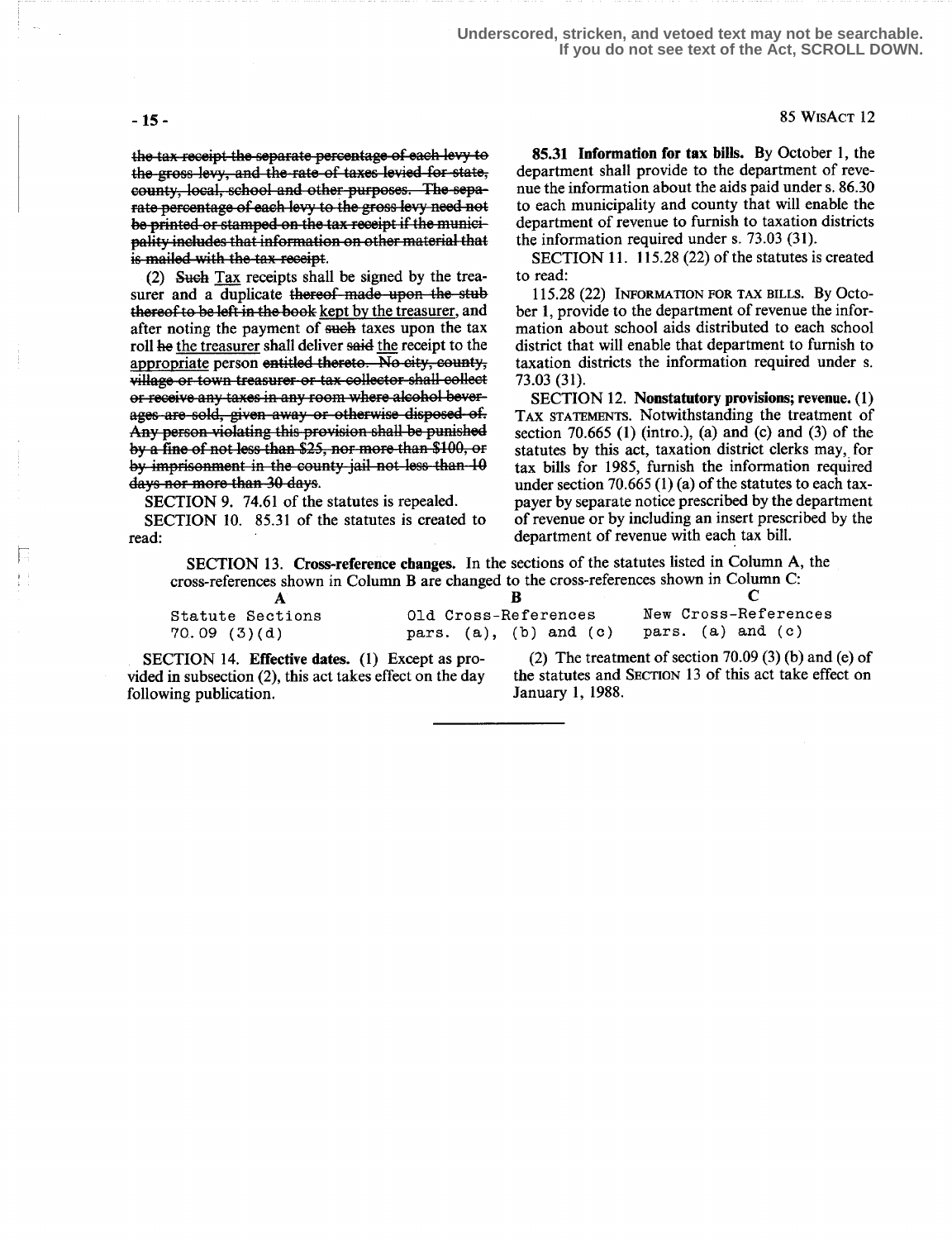~~the tax receipt the separate percentage of each levy to the gross levy, and the rate of taxes levied for state, county, local, school and other purposes. The separate percentage of each levy to the gross levy need not be printed or stamped on the tax receipt if the municipality includes that information on other material that is mailed with the tax receipt~~.

(2) ~~Such~~ Tax receipts shall be signed by the treasurer and a duplicate ~~thereof made upon the stub thereof to be left in the book~~ kept by the treasurer, and after noting the payment of ~~such~~ taxes upon the tax roll ~~he~~ the treasurer shall deliver ~~said~~ the receipt to the appropriate person ~~entitled thereto. No city, county, village or town treasurer or tax collector shall collect or receive any taxes in any room where alcohol beverages are sold, given away or otherwise disposed of. Any person violating this provision shall be punished by a fine of not less than $25, nor more than $100, or by imprisonment in the county jail not less than 10 days nor more than 30 days~~.

SECTION 9. 74.61 of the statutes is repealed.

SECTION 10. 85.31 of the statutes is created to read:

**85.31 Information for tax bills.** By October 1, the department shall provide to the department of revenue the information about the aids paid under s. 86.30 to each municipality and county that will enable the department of revenue to furnish to taxation districts the information required under s. 73.03 (31).

SECTION 11. 115.28 (22) of the statutes is created to read:

115.28 (22) INFORMATION FOR TAX BILLS. By October 1, provide to the department of revenue the information about school aids distributed to each school district that will enable that department to furnish to taxation districts the information required under s. 73.03 (31).

SECTION 12. **Nonstatutory provisions; revenue.** (1) TAX STATEMENTS. Notwithstanding the treatment of section 70.665 (1) (intro.), (a) and (c) and (3) of the statutes by this act, taxation district clerks may, for tax bills for 1985, furnish the information required under section 70.665 (1) (a) of the statutes to each taxpayer by separate notice prescribed by the department of revenue or by including an insert prescribed by the department of revenue with each tax bill.

SECTION 13. **Cross-reference changes.** In the sections of the statutes listed in Column A, the cross-references shown in Column B are changed to the cross-references shown in Column C:

| A | B | C |
|---|---|---|
| Statute Sections | Old Cross-References | New Cross-References |
| 70.09 (3)(d) | pars. (a), (b) and (c) | pars. (a) and (c) |

SECTION 14. **Effective dates.** (1) Except as provided in subsection (2), this act takes effect on the day following publication.

(2) The treatment of section 70.09 (3) (b) and (e) of the statutes and SECTION 13 of this act take effect on January 1, 1988.